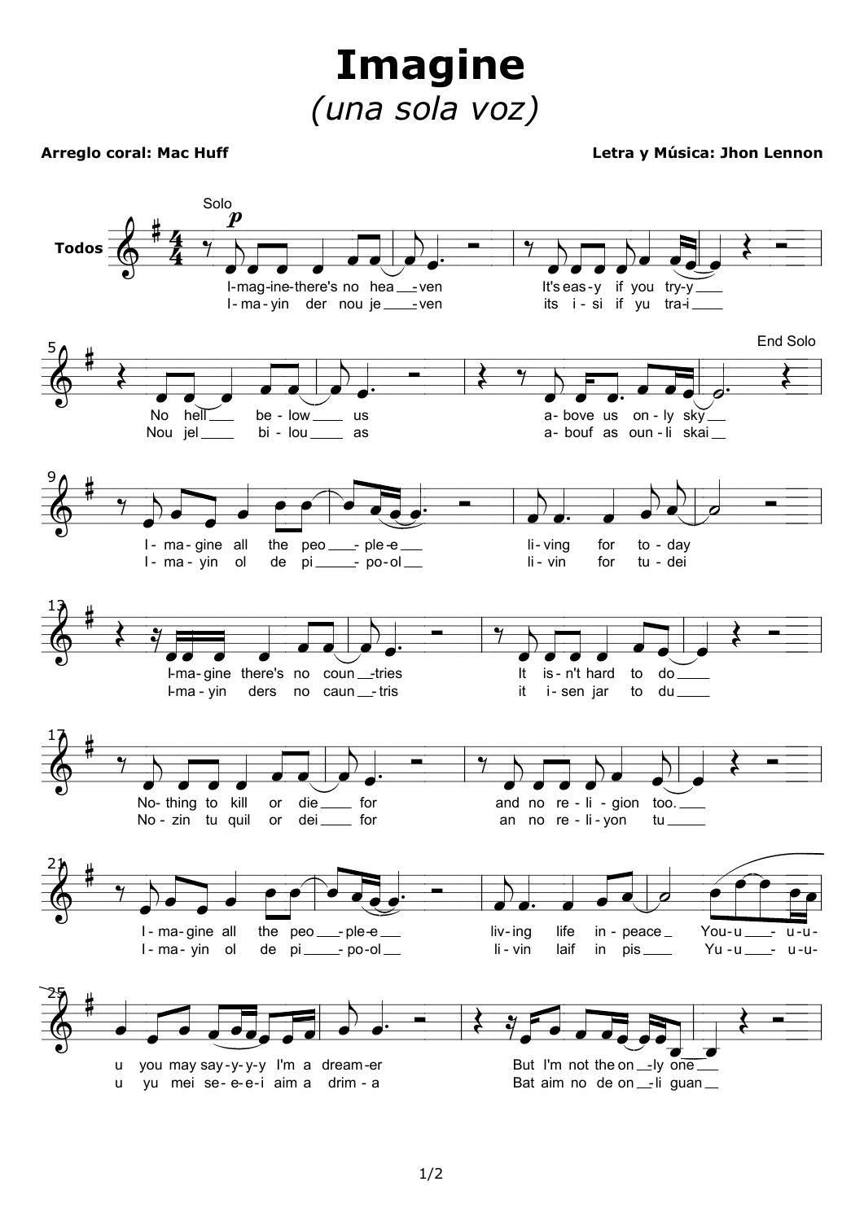# Imagine

*(una sola voz)*

**Arreglo coral: Mac Huff** | **Letra y Música: Jhon Lennon**

Todos

Solo *p*

I-mag-ine-there's no hea - ven It's eas-y if you try-y
I- ma - yin der nou je - ven its i - si if yu tra-i

No hell be - low us a- bove us on - ly sky
Nou jel bi - lou as a- bouf as oun - li skai

End Solo

I - ma - gine all the peo - ple-e li - ving for to - day
I - ma - yin ol de pi - po-ol li - vin for tu - dei

I-ma- gine there's no coun - tries It is - n't hard to do
I-ma - yin ders no caun - tris it i - sen jar to du

No- thing to kill or die for and no re - li - gion too.
No - zin tu quil or dei for an no re - li - yon tu

I - ma - gine all the peo - ple-e liv - ing life in - peace You-u - u-u-
I - ma - yin ol de pi - po-ol li - vin laif in pis Yu -u - u-u-

u you may say-y-y-y I'm a dream-er But I'm not the on - ly one
u yu mei se- e-e-i aim a drim - a Bat aim no de on - li guan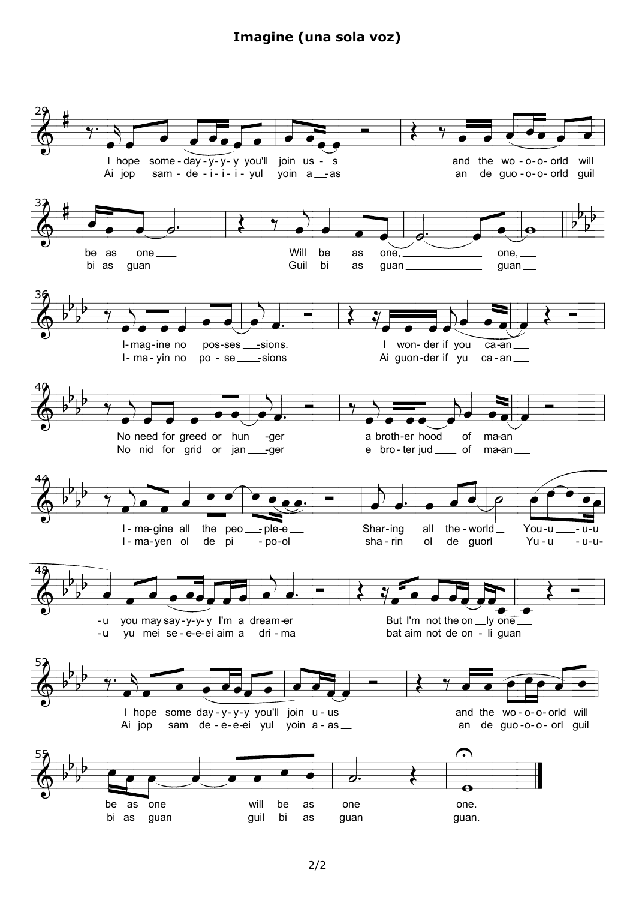# Imagine (una sola voz)

I hope some - day - y - y - y you'll join us - s and the wo - o - o - orld will
Ai jop sam - de - i - i - i - yul yoin a - as an de guo - o - o - orld guil

be as one Will be as one, one,
bi as guan Guil bi as guan guan

I - mag - ine no pos - ses - sions. I won - der if you ca - an
I - ma - yin no po - se - sions Ai guon - der if yu ca - an

No need for greed or hun - ger a broth - er hood of ma - an
No nid for grid or jan - ger e bro - ter jud of ma - an

I - ma - gine all the peo - ple - e Shar - ing all the - world You - u - u - u
I - ma - yen ol de pi - po - ol sha - rin ol de guorl Yu - u - u - u -

- u you may say - y - y - y I'm a dream - er But I'm not the on - ly one
- u yu mei se - e - e - ei aim a dri - ma bat aim not de on - li guan

I hope some day - y - y - y you'll join u - us and the wo - o - o - orld will
Ai jop sam de - e - e - ei yul yoin a - as an de guo - o - o - orl guil

be as one will be as one one.
bi as guan guil bi as guan guan.